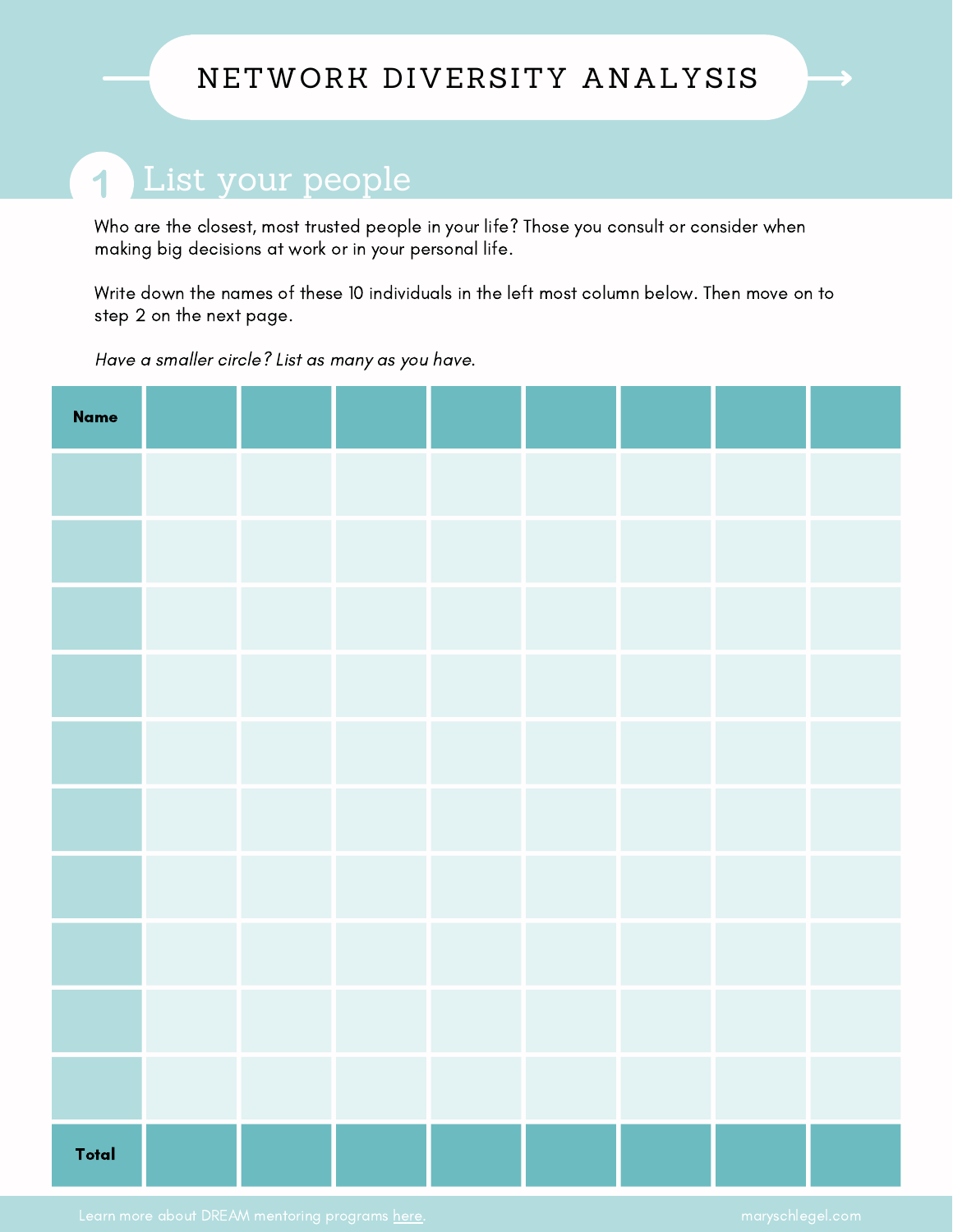# NETWORK DIVERSITY ANALYSIS

## 1 List your people

Who are the closest, most trusted people in your life? Those you consult or consider when making big decisions at work or in your personal life.

Write down the names of these 10 individuals in the left most column below. Then move on to step 2 on the next page.

*Have a smaller circle? List as many as you have.*

| Name | | | | | | | | |
|---|---|---|---|---|---|---|---|---|
| | | | | | | | | |
| | | | | | | | | |
| | | | | | | | | |
| | | | | | | | | |
| | | | | | | | | |
| | | | | | | | | |
| | | | | | | | | |
| | | | | | | | | |
| | | | | | | | | |
| | | | | | | | | |
| **Total** | | | | | | | | |

Learn more about DREAM mentoring programs here.

maryschlegel.com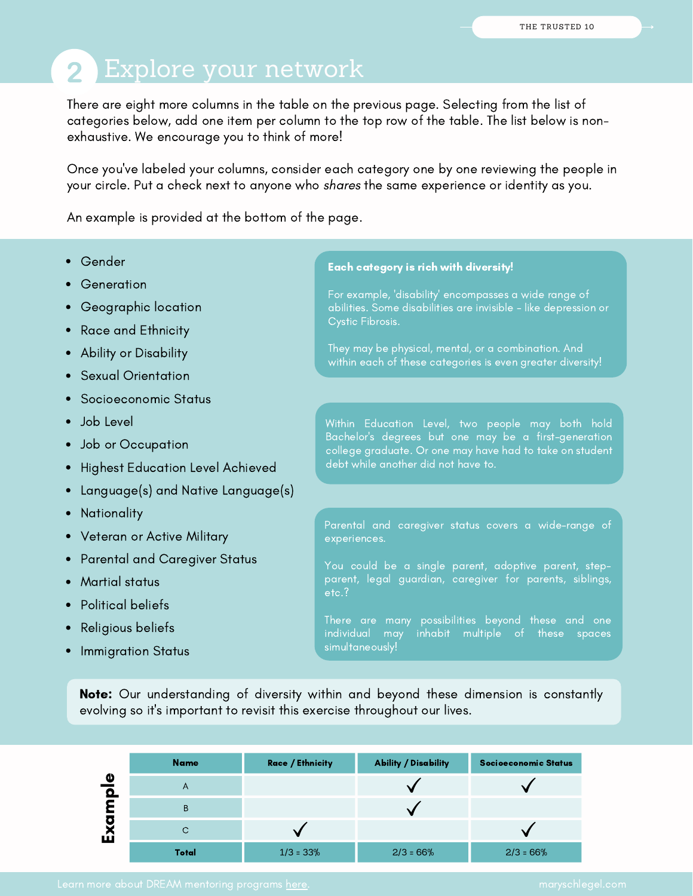# 2 Explore your network

There are eight more columns in the table on the previous page. Selecting from the list of categories below, add one item per column to the top row of the table. The list below is non-exhaustive. We encourage you to think of more!

Once you've labeled your columns, consider each category one by one reviewing the people in your circle. Put a check next to anyone who *shares* the same experience or identity as you.

An example is provided at the bottom of the page.

- Gender
- Generation
- Geographic location
- Race and Ethnicity
- Ability or Disability
- Sexual Orientation
- Socioeconomic Status
- Job Level
- Job or Occupation
- Highest Education Level Achieved
- Language(s) and Native Language(s)
- Nationality
- Veteran or Active Military
- Parental and Caregiver Status
- Martial status
- Political beliefs
- Religious beliefs
- Immigration Status

**Each category is rich with diversity!**

For example, 'disability' encompasses a wide range of abilities. Some disabilities are invisible - like depression or Cystic Fibrosis.

They may be physical, mental, or a combination. And within each of these categories is even greater diversity!

Within Education Level, two people may both hold Bachelor's degrees but one may be a first-generation college graduate. Or one may have had to take on student debt while another did not have to.

Parental and caregiver status covers a wide-range of experiences.

You could be a single parent, adoptive parent, step-parent, legal guardian, caregiver for parents, siblings, etc.?

There are many possibilities beyond these and one individual may inhabit multiple of these spaces simultaneously!

**Note:** Our understanding of diversity within and beyond these dimension is constantly evolving so it's important to revisit this exercise throughout our lives.

**Example**

| Name | Race / Ethnicity | Ability / Disability | Socioeconomic Status |
|---|---|---|---|
| A | | ✓ | ✓ |
| B | | ✓ | |
| C | ✓ | | ✓ |
| **Total** | 1/3 = 33% | 2/3 = 66% | 2/3 = 66% |

Learn more about DREAM mentoring programs here.

maryschlegel.com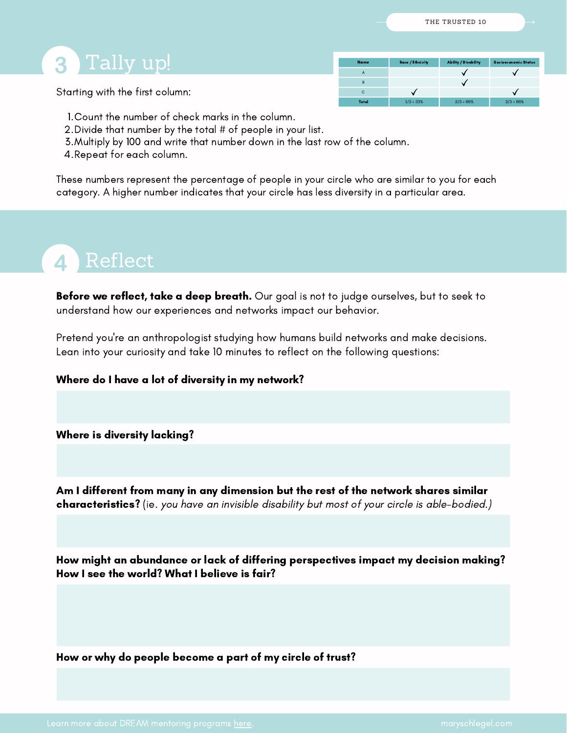## 3 Tally up!

Starting with the first column:

| Name | Race / Ethnicity | Ability / Disability | Socioeconomic Status |
|---|---|---|---|
| A | | ✓ | ✓ |
| B | | ✓ | |
| C | ✓ | | ✓ |
| Total | 1/3 = 33% | 2/3 = 66% | 2/3 = 66% |

1. Count the number of check marks in the column.
2. Divide that number by the total # of people in your list.
3. Multiply by 100 and write that number down in the last row of the column.
4. Repeat for each column.

These numbers represent the percentage of people in your circle who are similar to you for each category. A higher number indicates that your circle has less diversity in a particular area.

## 4 Reflect

**Before we reflect, take a deep breath.** Our goal is not to judge ourselves, but to seek to understand how our experiences and networks impact our behavior.

Pretend you're an anthropologist studying how humans build networks and make decisions. Lean into your curiosity and take 10 minutes to reflect on the following questions:

**Where do I have a lot of diversity in my network?**

**Where is diversity lacking?**

**Am I different from many in any dimension but the rest of the network shares similar characteristics?** (ie. *you have an invisible disability but most of your circle is able-bodied.)*

**How might an abundance or lack of differing perspectives impact my decision making? How I see the world? What I believe is fair?**

**How or why do people become a part of my circle of trust?**

Learn more about DREAM mentoring programs here.

maryschlegel.com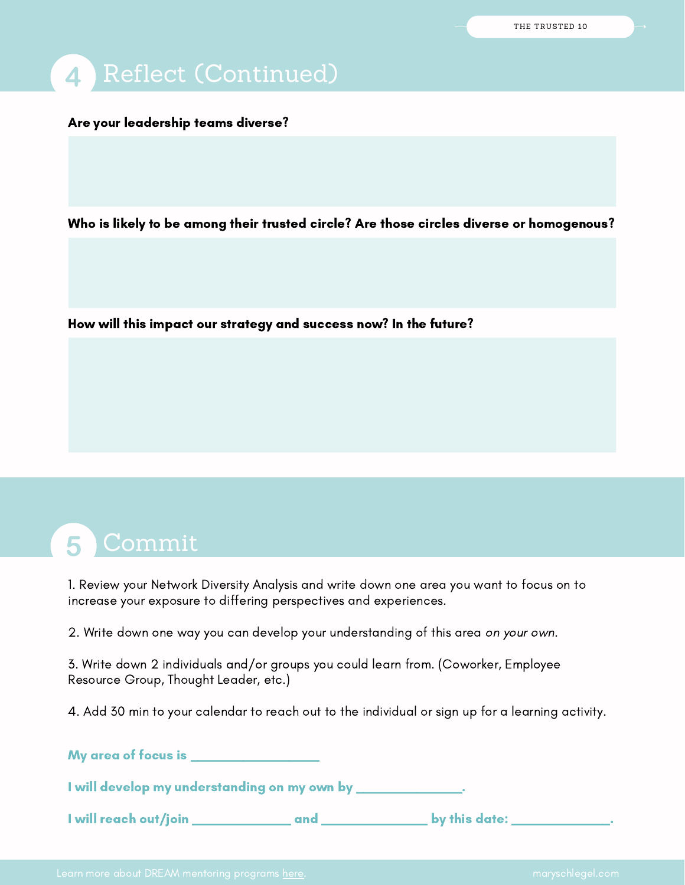## 4 Reflect (Continued)

**Are your leadership teams diverse?**

**Who is likely to be among their trusted circle? Are those circles diverse or homogenous?**

**How will this impact our strategy and success now? In the future?**

## 5 Commit

1. Review your Network Diversity Analysis and write down one area you want to focus on to increase your exposure to differing perspectives and experiences.

2. Write down one way you can develop your understanding of this area *on your own*.

3. Write down 2 individuals and/or groups you could learn from. (Coworker, Employee Resource Group, Thought Leader, etc.)

4. Add 30 min to your calendar to reach out to the individual or sign up for a learning activity.

**My area of focus is ________________**

**I will develop my understanding on my own by ______________.**

**I will reach out/join _____________ and ______________ by this date: _____________.**

Learn more about DREAM mentoring programs here. maryschlegel.com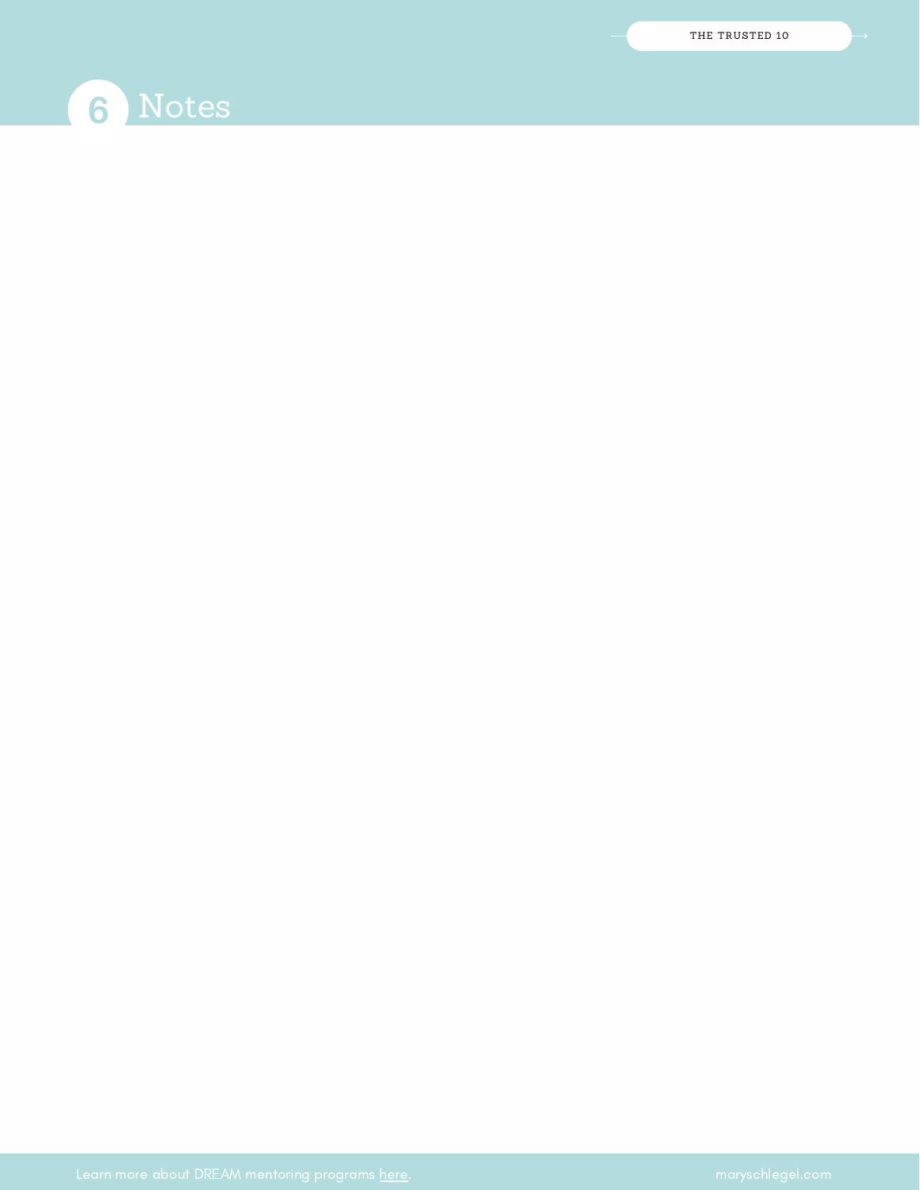# 6 Notes